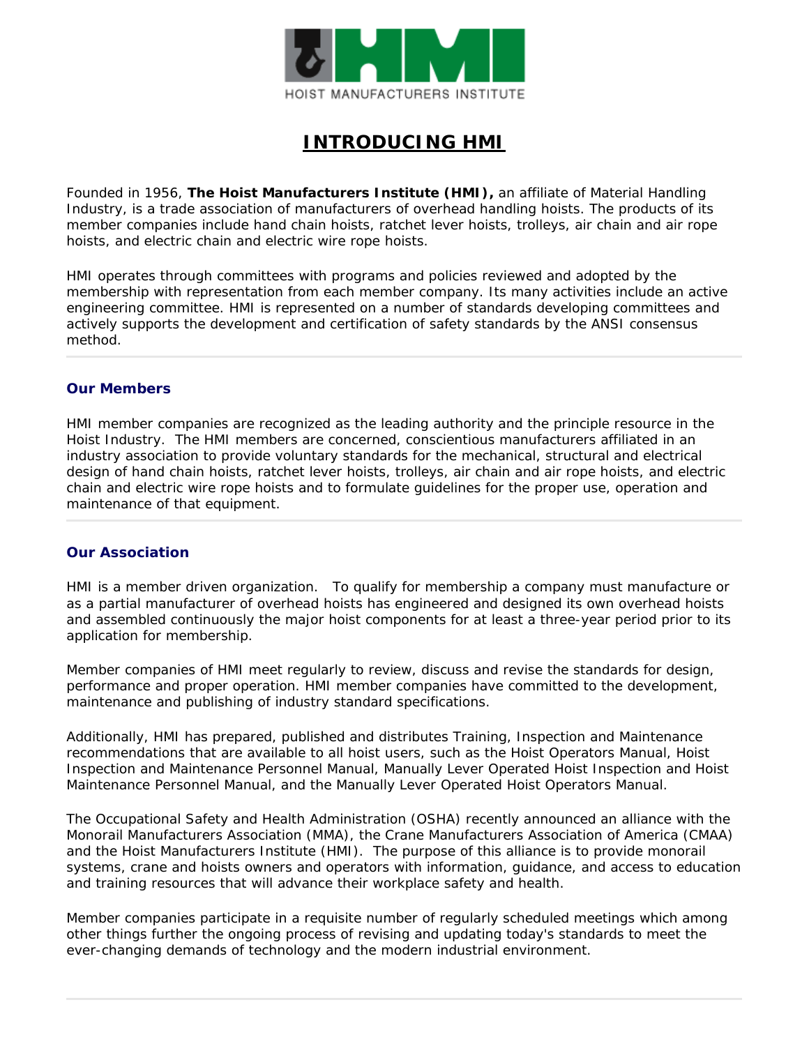HOIST MANUFACTURERS INSTITUTE

# INTRODUCING HMI

Founded in 1956, **The Hoist Manufacturers Institute (HMI),** an affiliate of Material Handling Industry, is a trade association of manufacturers of overhead handling hoists. The products of its member companies include hand chain hoists, ratchet lever hoists, trolleys, air chain and air rope hoists, and electric chain and electric wire rope hoists.

HMI operates through committees with programs and policies reviewed and adopted by the membership with representation from each member company. Its many activities include an active engineering committee. HMI is represented on a number of standards developing committees and actively supports the development and certification of safety standards by the ANSI consensus method.

---

## Our Members

HMI member companies are recognized as the leading authority and the principle resource in the Hoist Industry. The HMI members are concerned, conscientious manufacturers affiliated in an industry association to provide voluntary standards for the mechanical, structural and electrical design of hand chain hoists, ratchet lever hoists, trolleys, air chain and air rope hoists, and electric chain and electric wire rope hoists and to formulate guidelines for the proper use, operation and maintenance of that equipment.

---

## Our Association

HMI is a member driven organization. To qualify for membership a company must manufacture or as a partial manufacturer of overhead hoists has engineered and designed its own overhead hoists and assembled continuously the major hoist components for at least a three-year period prior to its application for membership.

Member companies of HMI meet regularly to review, discuss and revise the standards for design, performance and proper operation. HMI member companies have committed to the development, maintenance and publishing of industry standard specifications.

Additionally, HMI has prepared, published and distributes Training, Inspection and Maintenance recommendations that are available to all hoist users, such as the Hoist Operators Manual, Hoist Inspection and Maintenance Personnel Manual, Manually Lever Operated Hoist Inspection and Hoist Maintenance Personnel Manual, and the Manually Lever Operated Hoist Operators Manual.

The Occupational Safety and Health Administration (OSHA) recently announced an alliance with the Monorail Manufacturers Association (MMA), the Crane Manufacturers Association of America (CMAA) and the Hoist Manufacturers Institute (HMI). The purpose of this alliance is to provide monorail systems, crane and hoists owners and operators with information, guidance, and access to education and training resources that will advance their workplace safety and health.

Member companies participate in a requisite number of regularly scheduled meetings which among other things further the ongoing process of revising and updating today's standards to meet the ever-changing demands of technology and the modern industrial environment.

---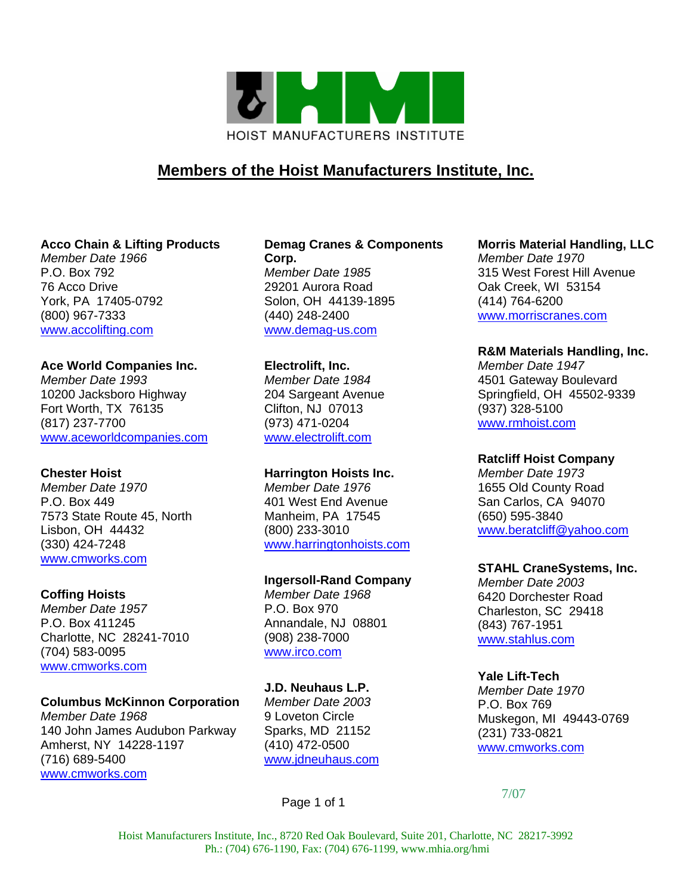HOIST MANUFACTURERS INSTITUTE

# Members of the Hoist Manufacturers Institute, Inc.

**Acco Chain & Lifting Products**
*Member Date 1966*
P.O. Box 792
76 Acco Drive
York, PA 17405-0792
(800) 967-7333
www.accolifting.com

**Ace World Companies Inc.**
*Member Date 1993*
10200 Jacksboro Highway
Fort Worth, TX 76135
(817) 237-7700
www.aceworldcompanies.com

**Chester Hoist**
*Member Date 1970*
P.O. Box 449
7573 State Route 45, North
Lisbon, OH 44432
(330) 424-7248
www.cmworks.com

**Coffing Hoists**
*Member Date 1957*
P.O. Box 411245
Charlotte, NC 28241-7010
(704) 583-0095
www.cmworks.com

**Columbus McKinnon Corporation**
*Member Date 1968*
140 John James Audubon Parkway
Amherst, NY 14228-1197
(716) 689-5400
www.cmworks.com

**Demag Cranes & Components Corp.**
*Member Date 1985*
29201 Aurora Road
Solon, OH 44139-1895
(440) 248-2400
www.demag-us.com

**Electrolift, Inc.**
*Member Date 1984*
204 Sargeant Avenue
Clifton, NJ 07013
(973) 471-0204
www.electrolift.com

**Harrington Hoists Inc.**
*Member Date 1976*
401 West End Avenue
Manheim, PA 17545
(800) 233-3010
www.harringtonhoists.com

**Ingersoll-Rand Company**
*Member Date 1968*
P.O. Box 970
Annandale, NJ 08801
(908) 238-7000
www.irco.com

**J.D. Neuhaus L.P.**
*Member Date 2003*
9 Loveton Circle
Sparks, MD 21152
(410) 472-0500
www.jdneuhaus.com

**Morris Material Handling, LLC**
*Member Date 1970*
315 West Forest Hill Avenue
Oak Creek, WI 53154
(414) 764-6200
www.morriscranes.com

**R&M Materials Handling, Inc.**
*Member Date 1947*
4501 Gateway Boulevard
Springfield, OH 45502-9339
(937) 328-5100
www.rmhoist.com

**Ratcliff Hoist Company**
*Member Date 1973*
1655 Old County Road
San Carlos, CA 94070
(650) 595-3840
www.beratcliff@yahoo.com

**STAHL CraneSystems, Inc.**
*Member Date 2003*
6420 Dorchester Road
Charleston, SC 29418
(843) 767-1951
www.stahlus.com

**Yale Lift-Tech**
*Member Date 1970*
P.O. Box 769
Muskegon, MI 49443-0769
(231) 733-0821
www.cmworks.com

7/07

Hoist Manufacturers Institute, Inc., 8720 Red Oak Boulevard, Suite 201, Charlotte, NC 28217-3992
Ph.: (704) 676-1190, Fax: (704) 676-1199, www.mhia.org/hmi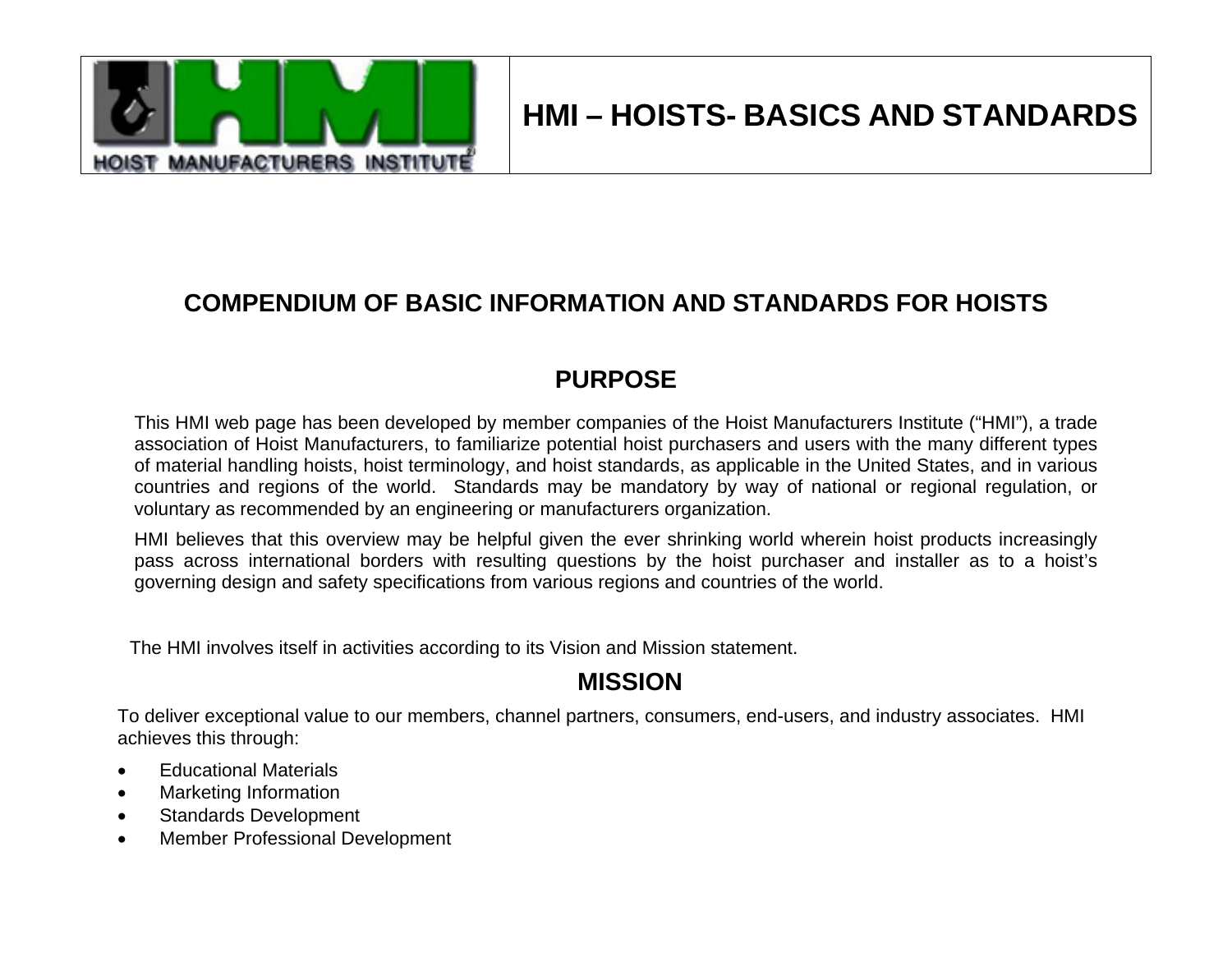# HMI – HOISTS- BASICS AND STANDARDS

## COMPENDIUM OF BASIC INFORMATION AND STANDARDS FOR HOISTS

## PURPOSE

This HMI web page has been developed by member companies of the Hoist Manufacturers Institute ("HMI"), a trade association of Hoist Manufacturers, to familiarize potential hoist purchasers and users with the many different types of material handling hoists, hoist terminology, and hoist standards, as applicable in the United States, and in various countries and regions of the world. Standards may be mandatory by way of national or regional regulation, or voluntary as recommended by an engineering or manufacturers organization.

HMI believes that this overview may be helpful given the ever shrinking world wherein hoist products increasingly pass across international borders with resulting questions by the hoist purchaser and installer as to a hoist's governing design and safety specifications from various regions and countries of the world.

The HMI involves itself in activities according to its Vision and Mission statement.

## MISSION

To deliver exceptional value to our members, channel partners, consumers, end-users, and industry associates. HMI achieves this through:

- Educational Materials
- Marketing Information
- Standards Development
- Member Professional Development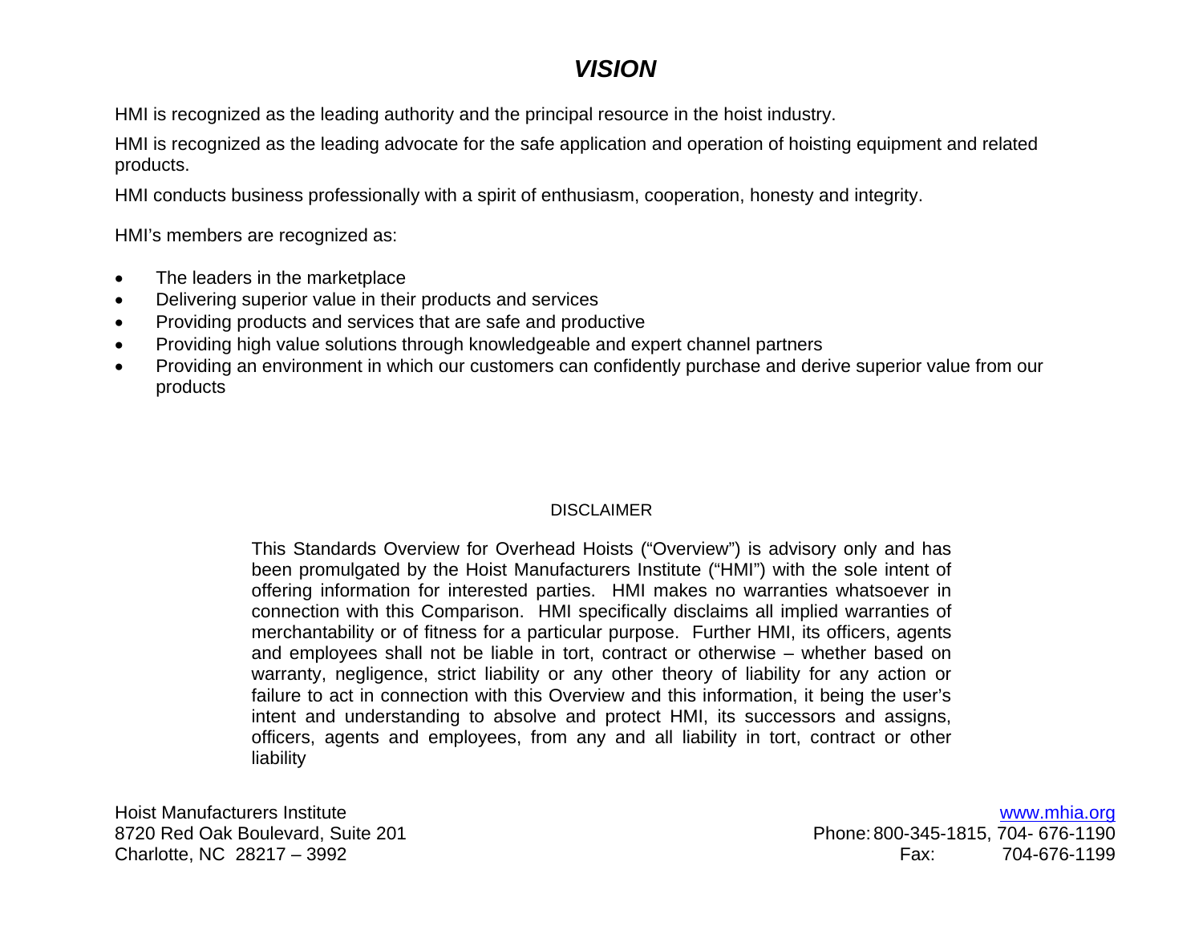# *VISION*

HMI is recognized as the leading authority and the principal resource in the hoist industry.

HMI is recognized as the leading advocate for the safe application and operation of hoisting equipment and related products.

HMI conducts business professionally with a spirit of enthusiasm, cooperation, honesty and integrity.

HMI's members are recognized as:

- The leaders in the marketplace
- Delivering superior value in their products and services
- Providing products and services that are safe and productive
- Providing high value solutions through knowledgeable and expert channel partners
- Providing an environment in which our customers can confidently purchase and derive superior value from our products

DISCLAIMER

This Standards Overview for Overhead Hoists ("Overview") is advisory only and has been promulgated by the Hoist Manufacturers Institute ("HMI") with the sole intent of offering information for interested parties. HMI makes no warranties whatsoever in connection with this Comparison. HMI specifically disclaims all implied warranties of merchantability or of fitness for a particular purpose. Further HMI, its officers, agents and employees shall not be liable in tort, contract or otherwise – whether based on warranty, negligence, strict liability or any other theory of liability for any action or failure to act in connection with this Overview and this information, it being the user's intent and understanding to absolve and protect HMI, its successors and assigns, officers, agents and employees, from any and all liability in tort, contract or other liability

Hoist Manufacturers Institute
8720 Red Oak Boulevard, Suite 201
Charlotte, NC 28217 – 3992

www.mhia.org
Phone: 800-345-1815, 704- 676-1190
Fax: 704-676-1199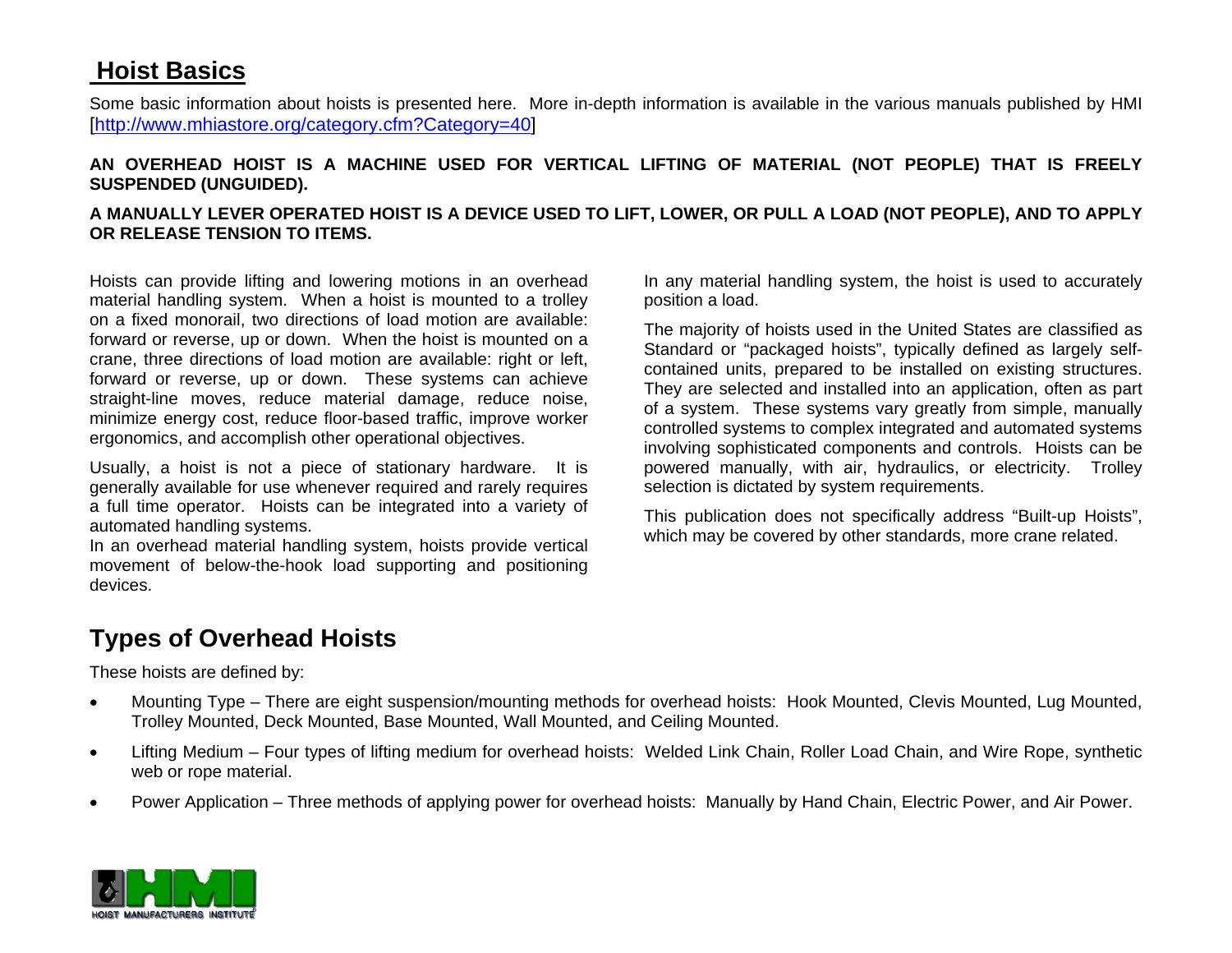# Hoist Basics

Some basic information about hoists is presented here. More in-depth information is available in the various manuals published by HMI [http://www.mhiastore.org/category.cfm?Category=40]

**AN OVERHEAD HOIST IS A MACHINE USED FOR VERTICAL LIFTING OF MATERIAL (NOT PEOPLE) THAT IS FREELY SUSPENDED (UNGUIDED).**

**A MANUALLY LEVER OPERATED HOIST IS A DEVICE USED TO LIFT, LOWER, OR PULL A LOAD (NOT PEOPLE), AND TO APPLY OR RELEASE TENSION TO ITEMS.**

Hoists can provide lifting and lowering motions in an overhead material handling system. When a hoist is mounted to a trolley on a fixed monorail, two directions of load motion are available: forward or reverse, up or down. When the hoist is mounted on a crane, three directions of load motion are available: right or left, forward or reverse, up or down. These systems can achieve straight-line moves, reduce material damage, reduce noise, minimize energy cost, reduce floor-based traffic, improve worker ergonomics, and accomplish other operational objectives.

Usually, a hoist is not a piece of stationary hardware. It is generally available for use whenever required and rarely requires a full time operator. Hoists can be integrated into a variety of automated handling systems.
In an overhead material handling system, hoists provide vertical movement of below-the-hook load supporting and positioning devices.

In any material handling system, the hoist is used to accurately position a load.

The majority of hoists used in the United States are classified as Standard or "packaged hoists", typically defined as largely self-contained units, prepared to be installed on existing structures. They are selected and installed into an application, often as part of a system. These systems vary greatly from simple, manually controlled systems to complex integrated and automated systems involving sophisticated components and controls. Hoists can be powered manually, with air, hydraulics, or electricity. Trolley selection is dictated by system requirements.

This publication does not specifically address "Built-up Hoists", which may be covered by other standards, more crane related.

# Types of Overhead Hoists

These hoists are defined by:

- Mounting Type – There are eight suspension/mounting methods for overhead hoists: Hook Mounted, Clevis Mounted, Lug Mounted, Trolley Mounted, Deck Mounted, Base Mounted, Wall Mounted, and Ceiling Mounted.
- Lifting Medium – Four types of lifting medium for overhead hoists: Welded Link Chain, Roller Load Chain, and Wire Rope, synthetic web or rope material.
- Power Application – Three methods of applying power for overhead hoists: Manually by Hand Chain, Electric Power, and Air Power.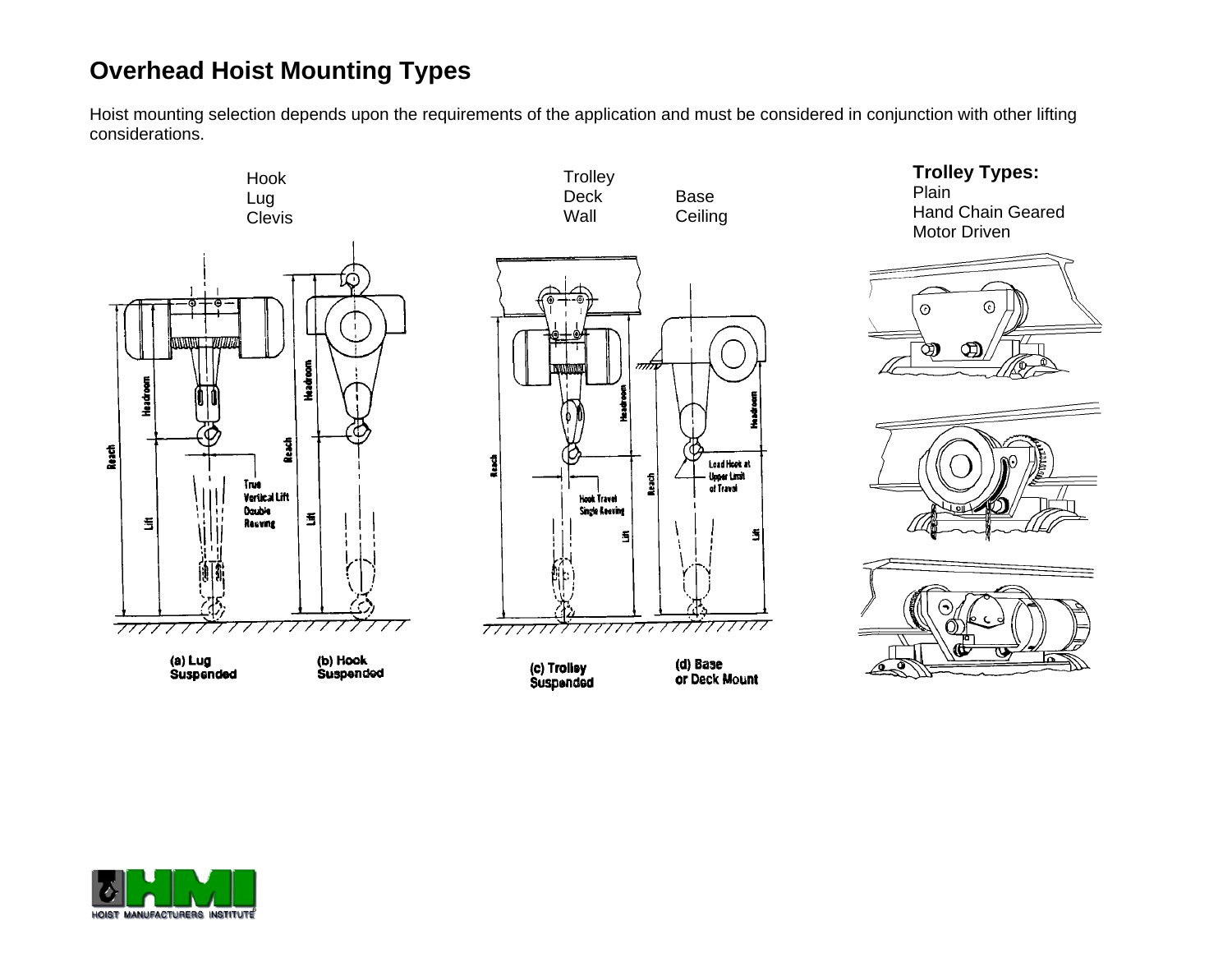# Overhead Hoist Mounting Types

Hoist mounting selection depends upon the requirements of the application and must be considered in conjunction with other lifting considerations.

Hook
Lug
Clevis

Trolley
Deck
Wall

Base
Ceiling

**Trolley Types:**
Plain
Hand Chain Geared
Motor Driven

(a) Lug Suspended

(b) Hook Suspended

(c) Trolley Suspended

(d) Base or Deck Mount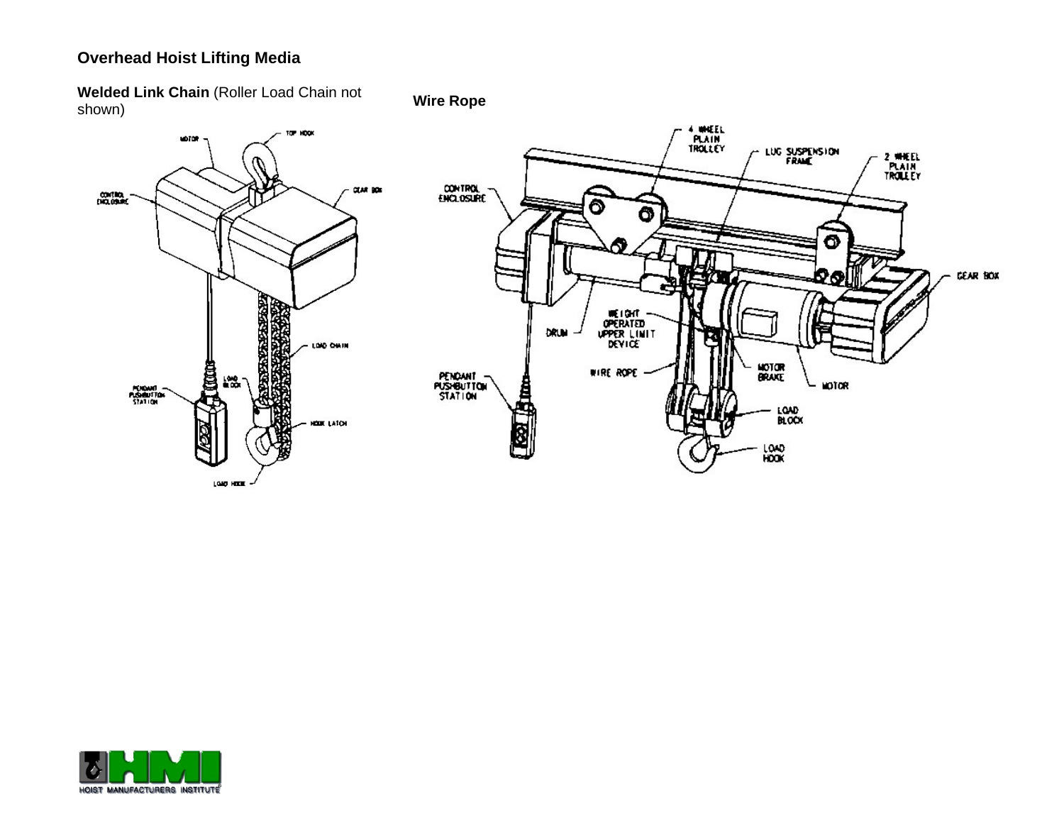## Overhead Hoist Lifting Media

**Welded Link Chain** (Roller Load Chain not shown)

**Wire Rope**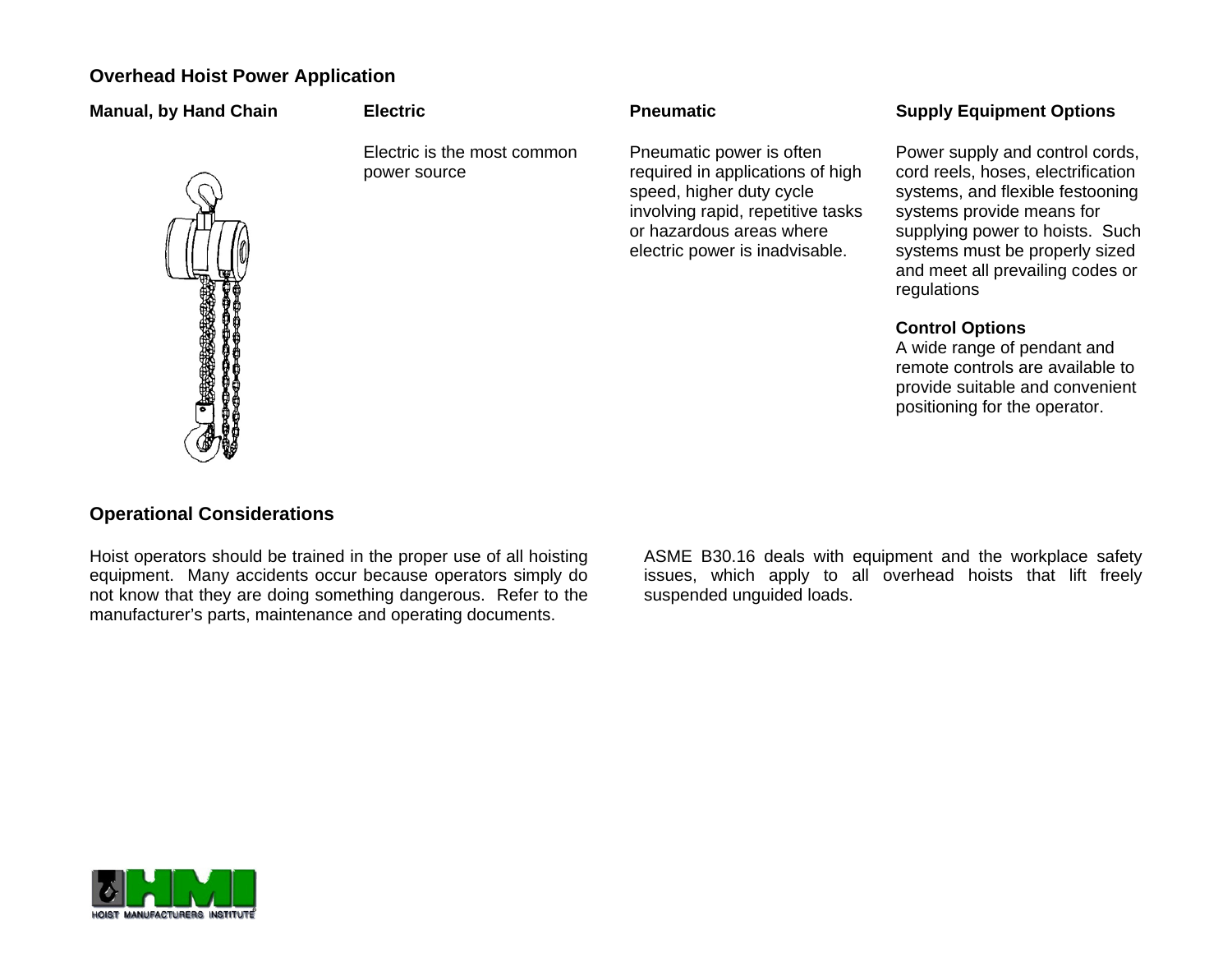## Overhead Hoist Power Application

### Manual, by Hand Chain

### Electric

Electric is the most common power source

### Pneumatic

Pneumatic power is often required in applications of high speed, higher duty cycle involving rapid, repetitive tasks or hazardous areas where electric power is inadvisable.

### Supply Equipment Options

Power supply and control cords, cord reels, hoses, electrification systems, and flexible festooning systems provide means for supplying power to hoists. Such systems must be properly sized and meet all prevailing codes or regulations

**Control Options**
A wide range of pendant and remote controls are available to provide suitable and convenient positioning for the operator.

## Operational Considerations

Hoist operators should be trained in the proper use of all hoisting equipment. Many accidents occur because operators simply do not know that they are doing something dangerous. Refer to the manufacturer's parts, maintenance and operating documents.

ASME B30.16 deals with equipment and the workplace safety issues, which apply to all overhead hoists that lift freely suspended unguided loads.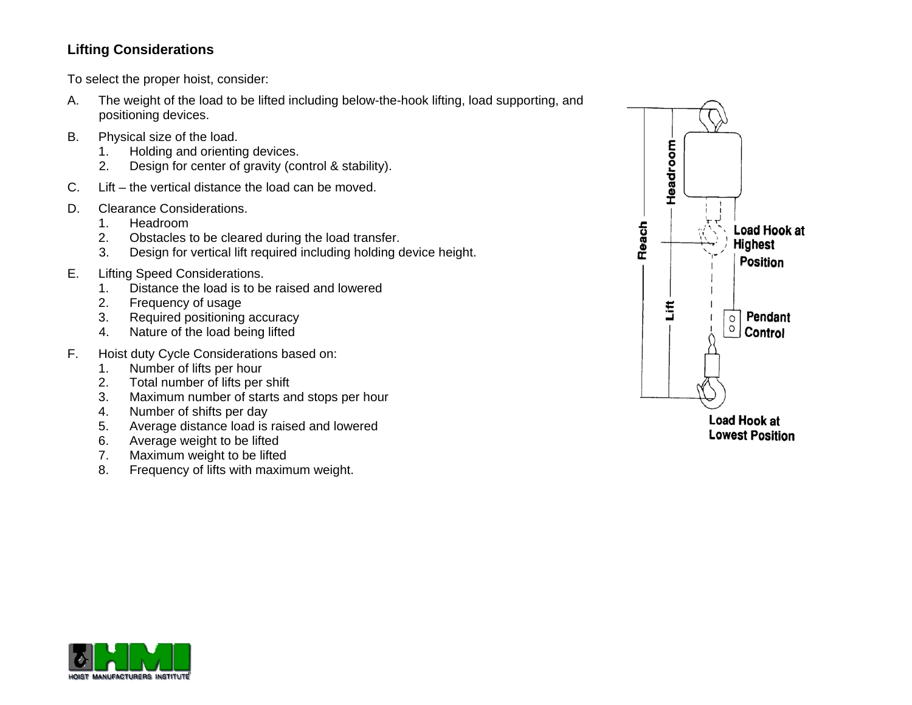### Lifting Considerations

To select the proper hoist, consider:

A. The weight of the load to be lifted including below-the-hook lifting, load supporting, and positioning devices.

B. Physical size of the load.
   1. Holding and orienting devices.
   2. Design for center of gravity (control & stability).

C. Lift – the vertical distance the load can be moved.

D. Clearance Considerations.
   1. Headroom
   2. Obstacles to be cleared during the load transfer.
   3. Design for vertical lift required including holding device height.

E. Lifting Speed Considerations.
   1. Distance the load is to be raised and lowered
   2. Frequency of usage
   3. Required positioning accuracy
   4. Nature of the load being lifted

F. Hoist duty Cycle Considerations based on:
   1. Number of lifts per hour
   2. Total number of lifts per shift
   3. Maximum number of starts and stops per hour
   4. Number of shifts per day
   5. Average distance load is raised and lowered
   6. Average weight to be lifted
   7. Maximum weight to be lifted
   8. Frequency of lifts with maximum weight.

Reach
Headroom
Lift
Load Hook at Highest Position
Pendant Control
Load Hook at Lowest Position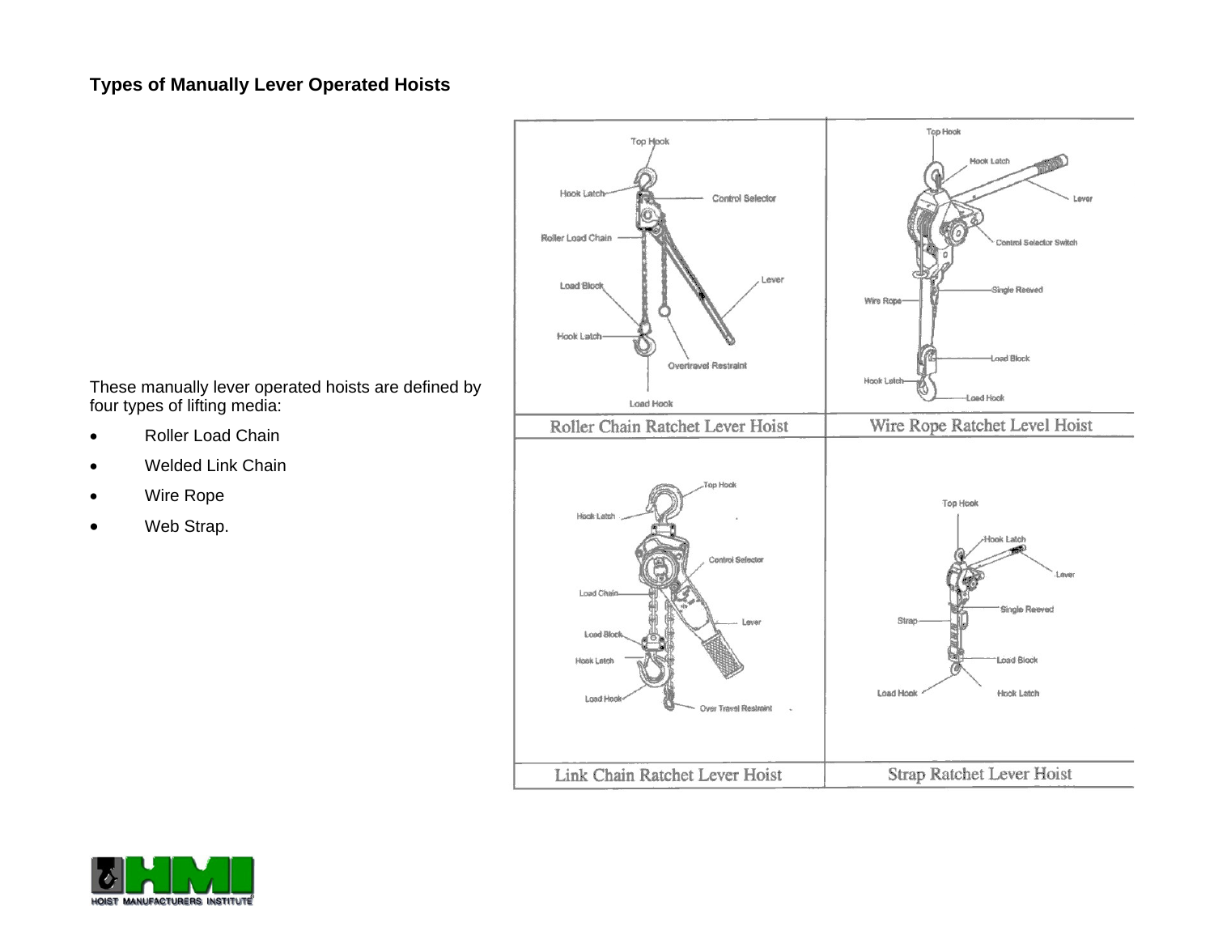## Types of Manually Lever Operated Hoists

These manually lever operated hoists are defined by four types of lifting media:

- Roller Load Chain
- Welded Link Chain
- Wire Rope
- Web Strap.

| Roller Chain Ratchet Lever Hoist | Wire Rope Ratchet Level Hoist |
| --- | --- |
| Link Chain Ratchet Lever Hoist | Strap Ratchet Lever Hoist |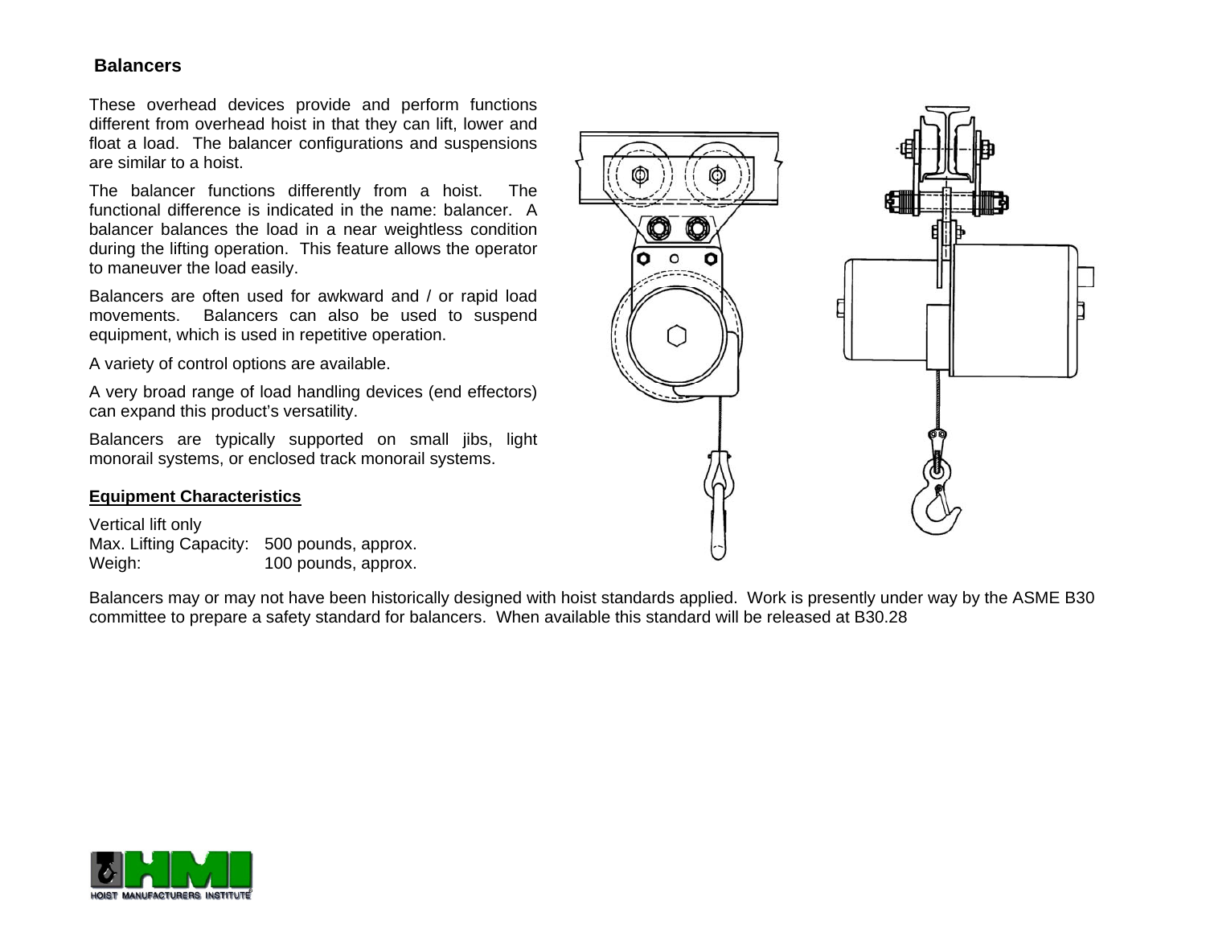## Balancers

These overhead devices provide and perform functions different from overhead hoist in that they can lift, lower and float a load. The balancer configurations and suspensions are similar to a hoist.

The balancer functions differently from a hoist. The functional difference is indicated in the name: balancer. A balancer balances the load in a near weightless condition during the lifting operation. This feature allows the operator to maneuver the load easily.

Balancers are often used for awkward and / or rapid load movements. Balancers can also be used to suspend equipment, which is used in repetitive operation.

A variety of control options are available.

A very broad range of load handling devices (end effectors) can expand this product's versatility.

Balancers are typically supported on small jibs, light monorail systems, or enclosed track monorail systems.

**Equipment Characteristics**

Vertical lift only
Max. Lifting Capacity: 500 pounds, approx.
Weigh: 100 pounds, approx.

Balancers may or may not have been historically designed with hoist standards applied. Work is presently under way by the ASME B30 committee to prepare a safety standard for balancers. When available this standard will be released at B30.28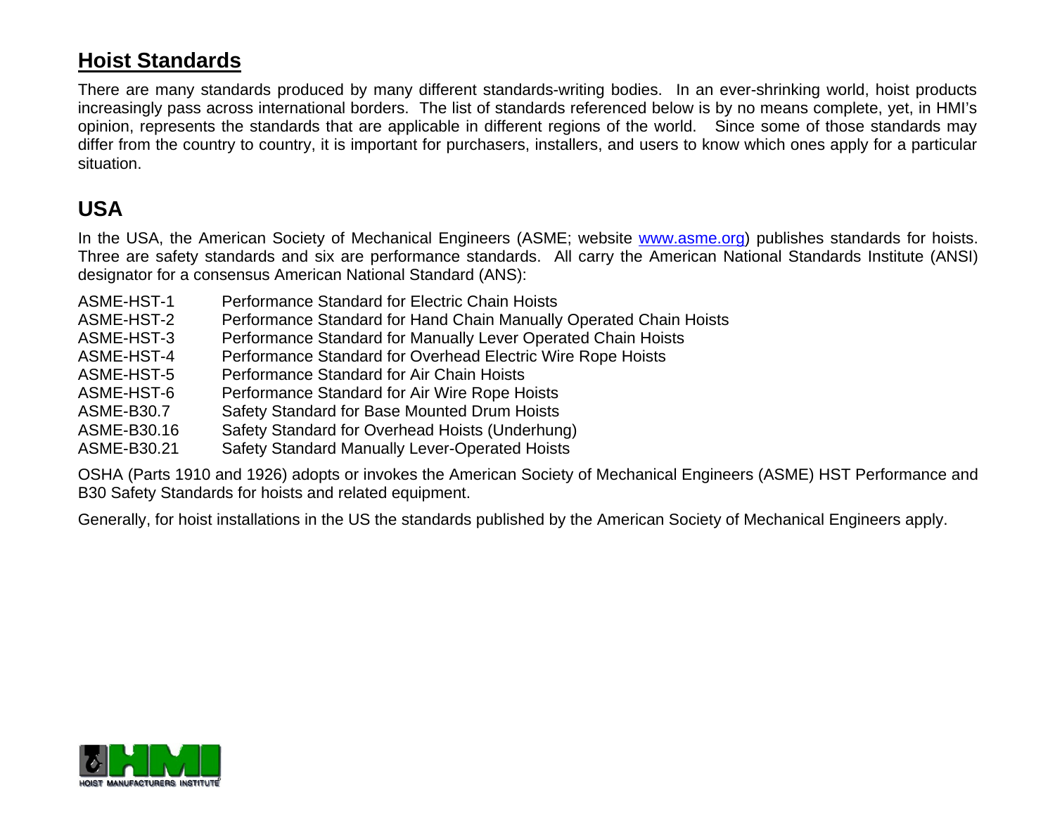## Hoist Standards

There are many standards produced by many different standards-writing bodies. In an ever-shrinking world, hoist products increasingly pass across international borders. The list of standards referenced below is by no means complete, yet, in HMI's opinion, represents the standards that are applicable in different regions of the world. Since some of those standards may differ from the country to country, it is important for purchasers, installers, and users to know which ones apply for a particular situation.

## USA

In the USA, the American Society of Mechanical Engineers (ASME; website www.asme.org) publishes standards for hoists. Three are safety standards and six are performance standards. All carry the American National Standards Institute (ANSI) designator for a consensus American National Standard (ANS):

| | |
|---|---|
| ASME-HST-1 | Performance Standard for Electric Chain Hoists |
| ASME-HST-2 | Performance Standard for Hand Chain Manually Operated Chain Hoists |
| ASME-HST-3 | Performance Standard for Manually Lever Operated Chain Hoists |
| ASME-HST-4 | Performance Standard for Overhead Electric Wire Rope Hoists |
| ASME-HST-5 | Performance Standard for Air Chain Hoists |
| ASME-HST-6 | Performance Standard for Air Wire Rope Hoists |
| ASME-B30.7 | Safety Standard for Base Mounted Drum Hoists |
| ASME-B30.16 | Safety Standard for Overhead Hoists (Underhung) |
| ASME-B30.21 | Safety Standard Manually Lever-Operated Hoists |

OSHA (Parts 1910 and 1926) adopts or invokes the American Society of Mechanical Engineers (ASME) HST Performance and B30 Safety Standards for hoists and related equipment.

Generally, for hoist installations in the US the standards published by the American Society of Mechanical Engineers apply.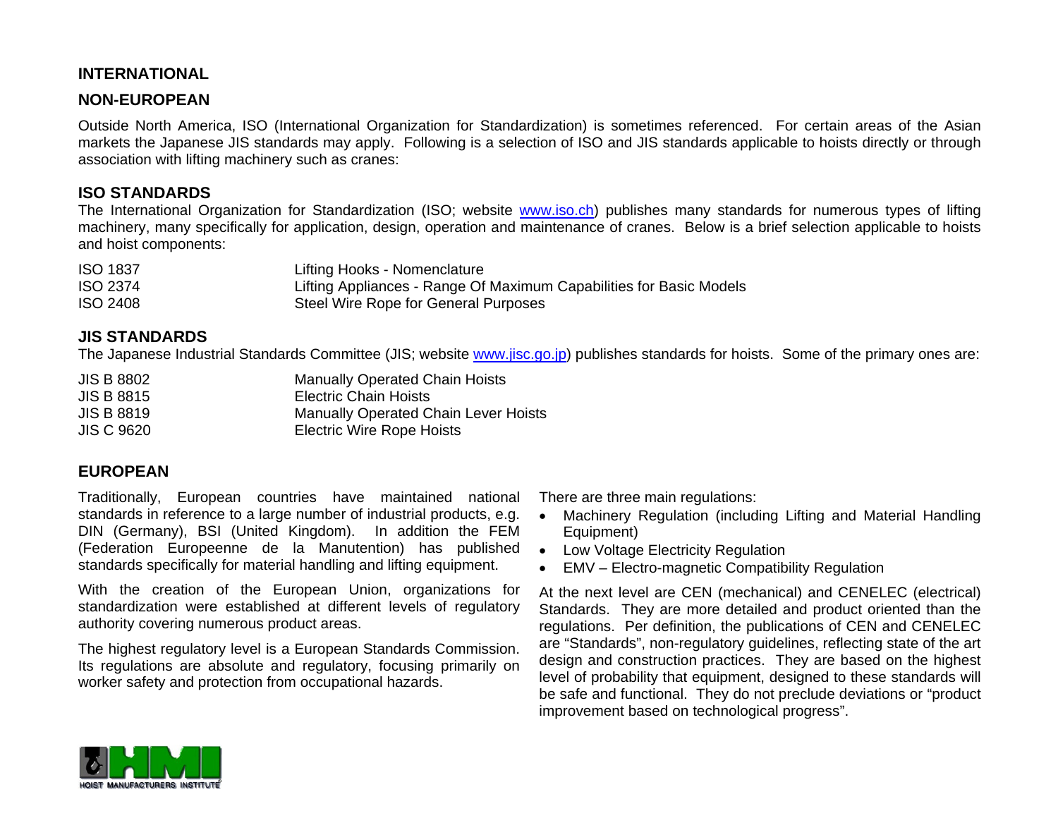## INTERNATIONAL

## NON-EUROPEAN

Outside North America, ISO (International Organization for Standardization) is sometimes referenced. For certain areas of the Asian markets the Japanese JIS standards may apply. Following is a selection of ISO and JIS standards applicable to hoists directly or through association with lifting machinery such as cranes:

### ISO STANDARDS

The International Organization for Standardization (ISO; website www.iso.ch) publishes many standards for numerous types of lifting machinery, many specifically for application, design, operation and maintenance of cranes. Below is a brief selection applicable to hoists and hoist components:

| | |
|---|---|
| ISO 1837 | Lifting Hooks - Nomenclature |
| ISO 2374 | Lifting Appliances - Range Of Maximum Capabilities for Basic Models |
| ISO 2408 | Steel Wire Rope for General Purposes |

### JIS STANDARDS

The Japanese Industrial Standards Committee (JIS; website www.jisc.go.jp) publishes standards for hoists. Some of the primary ones are:

| | |
|---|---|
| JIS B 8802 | Manually Operated Chain Hoists |
| JIS B 8815 | Electric Chain Hoists |
| JIS B 8819 | Manually Operated Chain Lever Hoists |
| JIS C 9620 | Electric Wire Rope Hoists |

## EUROPEAN

Traditionally, European countries have maintained national standards in reference to a large number of industrial products, e.g. DIN (Germany), BSI (United Kingdom). In addition the FEM (Federation Europeenne de la Manutention) has published standards specifically for material handling and lifting equipment.

With the creation of the European Union, organizations for standardization were established at different levels of regulatory authority covering numerous product areas.

The highest regulatory level is a European Standards Commission. Its regulations are absolute and regulatory, focusing primarily on worker safety and protection from occupational hazards.

There are three main regulations:

- Machinery Regulation (including Lifting and Material Handling Equipment)
- Low Voltage Electricity Regulation
- EMV – Electro-magnetic Compatibility Regulation

At the next level are CEN (mechanical) and CENELEC (electrical) Standards. They are more detailed and product oriented than the regulations. Per definition, the publications of CEN and CENELEC are "Standards", non-regulatory guidelines, reflecting state of the art design and construction practices. They are based on the highest level of probability that equipment, designed to these standards will be safe and functional. They do not preclude deviations or "product improvement based on technological progress".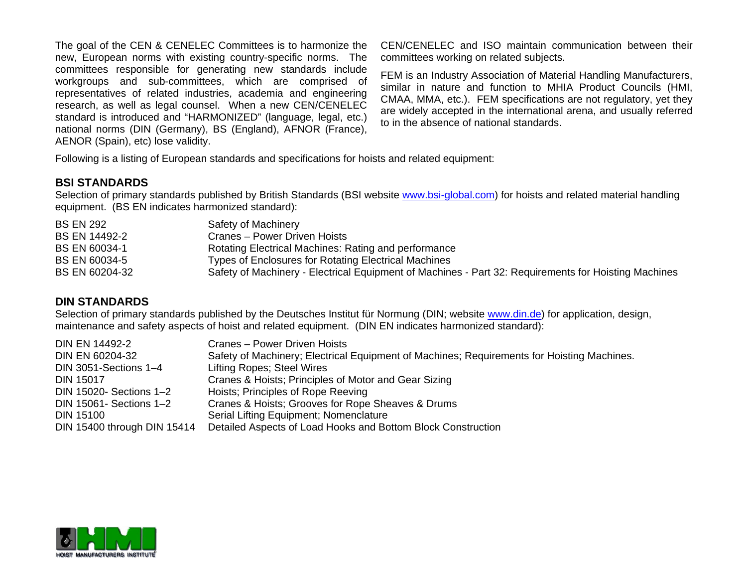The goal of the CEN & CENELEC Committees is to harmonize the new, European norms with existing country-specific norms. The committees responsible for generating new standards include workgroups and sub-committees, which are comprised of representatives of related industries, academia and engineering research, as well as legal counsel. When a new CEN/CENELEC standard is introduced and "HARMONIZED" (language, legal, etc.) national norms (DIN (Germany), BS (England), AFNOR (France), AENOR (Spain), etc) lose validity.

CEN/CENELEC and ISO maintain communication between their committees working on related subjects.

FEM is an Industry Association of Material Handling Manufacturers, similar in nature and function to MHIA Product Councils (HMI, CMAA, MMA, etc.). FEM specifications are not regulatory, yet they are widely accepted in the international arena, and usually referred to in the absence of national standards.

Following is a listing of European standards and specifications for hoists and related equipment:

### BSI STANDARDS

Selection of primary standards published by British Standards (BSI website www.bsi-global.com) for hoists and related material handling equipment. (BS EN indicates harmonized standard):

| | |
|---|---|
| BS EN 292 | Safety of Machinery |
| BS EN 14492-2 | Cranes – Power Driven Hoists |
| BS EN 60034-1 | Rotating Electrical Machines: Rating and performance |
| BS EN 60034-5 | Types of Enclosures for Rotating Electrical Machines |
| BS EN 60204-32 | Safety of Machinery - Electrical Equipment of Machines - Part 32: Requirements for Hoisting Machines |

### DIN STANDARDS

Selection of primary standards published by the Deutsches Institut für Normung (DIN; website www.din.de) for application, design, maintenance and safety aspects of hoist and related equipment. (DIN EN indicates harmonized standard):

| | |
|---|---|
| DIN EN 14492-2 | Cranes – Power Driven Hoists |
| DIN EN 60204-32 | Safety of Machinery; Electrical Equipment of Machines; Requirements for Hoisting Machines. |
| DIN 3051-Sections 1–4 | Lifting Ropes; Steel Wires |
| DIN 15017 | Cranes & Hoists; Principles of Motor and Gear Sizing |
| DIN 15020- Sections 1–2 | Hoists; Principles of Rope Reeving |
| DIN 15061- Sections 1–2 | Cranes & Hoists; Grooves for Rope Sheaves & Drums |
| DIN 15100 | Serial Lifting Equipment; Nomenclature |
| DIN 15400 through DIN 15414 | Detailed Aspects of Load Hooks and Bottom Block Construction |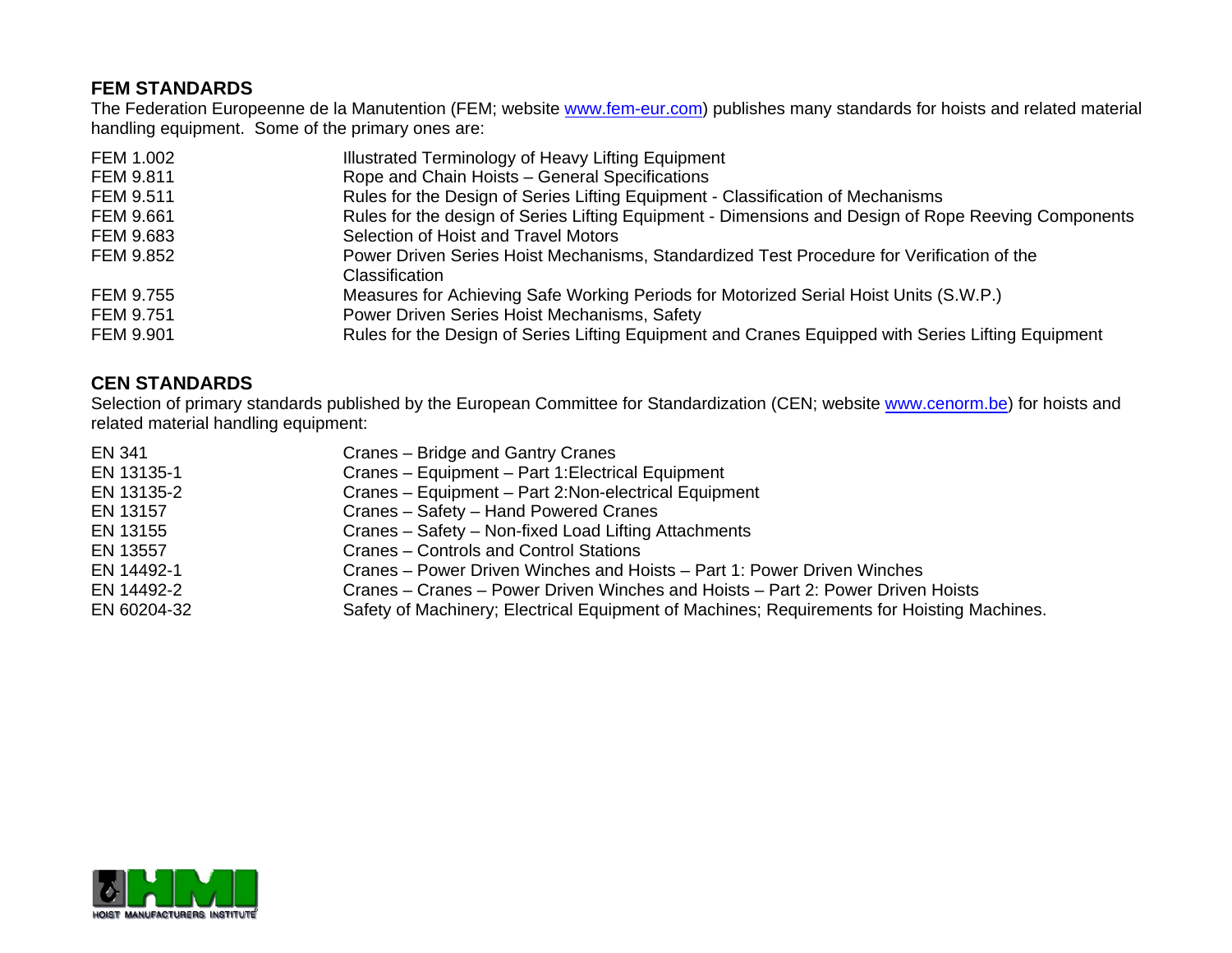## FEM STANDARDS

The Federation Europeenne de la Manutention (FEM; website www.fem-eur.com) publishes many standards for hoists and related material handling equipment. Some of the primary ones are:

| | |
|---|---|
| FEM 1.002 | Illustrated Terminology of Heavy Lifting Equipment |
| FEM 9.811 | Rope and Chain Hoists – General Specifications |
| FEM 9.511 | Rules for the Design of Series Lifting Equipment - Classification of Mechanisms |
| FEM 9.661 | Rules for the design of Series Lifting Equipment - Dimensions and Design of Rope Reeving Components |
| FEM 9.683 | Selection of Hoist and Travel Motors |
| FEM 9.852 | Power Driven Series Hoist Mechanisms, Standardized Test Procedure for Verification of the Classification |
| FEM 9.755 | Measures for Achieving Safe Working Periods for Motorized Serial Hoist Units (S.W.P.) |
| FEM 9.751 | Power Driven Series Hoist Mechanisms, Safety |
| FEM 9.901 | Rules for the Design of Series Lifting Equipment and Cranes Equipped with Series Lifting Equipment |

## CEN STANDARDS

Selection of primary standards published by the European Committee for Standardization (CEN; website www.cenorm.be) for hoists and related material handling equipment:

| | |
|---|---|
| EN 341 | Cranes – Bridge and Gantry Cranes |
| EN 13135-1 | Cranes – Equipment – Part 1:Electrical Equipment |
| EN 13135-2 | Cranes – Equipment – Part 2:Non-electrical Equipment |
| EN 13157 | Cranes – Safety – Hand Powered Cranes |
| EN 13155 | Cranes – Safety – Non-fixed Load Lifting Attachments |
| EN 13557 | Cranes – Controls and Control Stations |
| EN 14492-1 | Cranes – Power Driven Winches and Hoists – Part 1: Power Driven Winches |
| EN 14492-2 | Cranes – Cranes – Power Driven Winches and Hoists – Part 2: Power Driven Hoists |
| EN 60204-32 | Safety of Machinery; Electrical Equipment of Machines; Requirements for Hoisting Machines. |